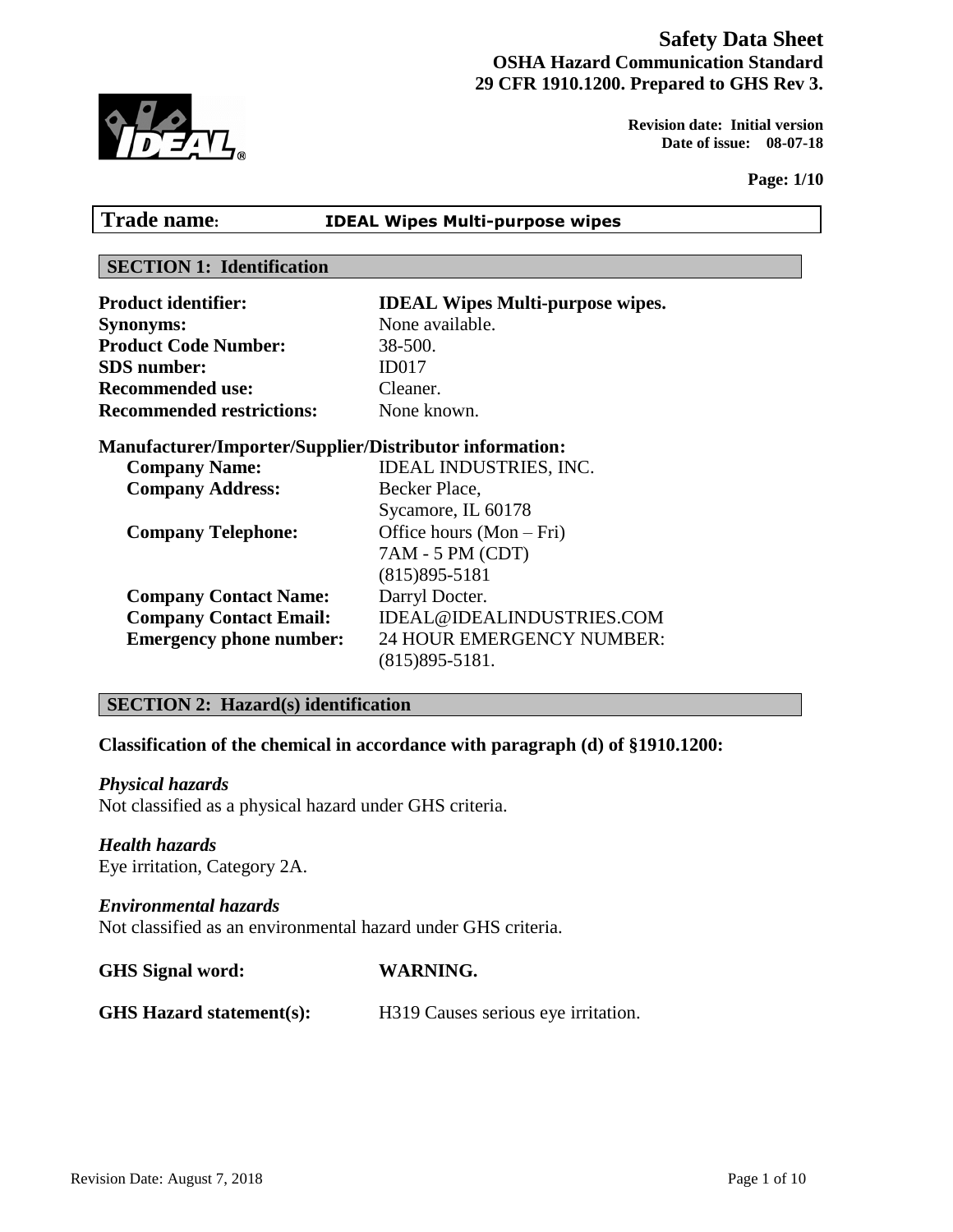# Safety Data Sheet
**OSHA Hazard Communication Standard**
**29 CFR 1910.1200. Prepared to GHS Rev 3.**

**Revision date: Initial version**
**Date of issue: 08-07-18**

**Trade name: IDEAL Wipes Multi-purpose wipes**

## SECTION 1: Identification

**Product identifier:** **IDEAL Wipes Multi-purpose wipes.**
**Synonyms:** None available.
**Product Code Number:** 38-500.
**SDS number:** ID017
**Recommended use:** Cleaner.
**Recommended restrictions:** None known.

**Manufacturer/Importer/Supplier/Distributor information:**

**Company Name:** IDEAL INDUSTRIES, INC.
**Company Address:** Becker Place, Sycamore, IL 60178
**Company Telephone:** Office hours (Mon – Fri) 7AM - 5 PM (CDT) (815)895-5181
**Company Contact Name:** Darryl Docter.
**Company Contact Email:** IDEAL@IDEALINDUSTRIES.COM
**Emergency phone number:** 24 HOUR EMERGENCY NUMBER: (815)895-5181.

## SECTION 2: Hazard(s) identification

**Classification of the chemical in accordance with paragraph (d) of §1910.1200:**

***Physical hazards***
Not classified as a physical hazard under GHS criteria.

***Health hazards***
Eye irritation, Category 2A.

***Environmental hazards***
Not classified as an environmental hazard under GHS criteria.

**GHS Signal word:** **WARNING.**

**GHS Hazard statement(s):** H319 Causes serious eye irritation.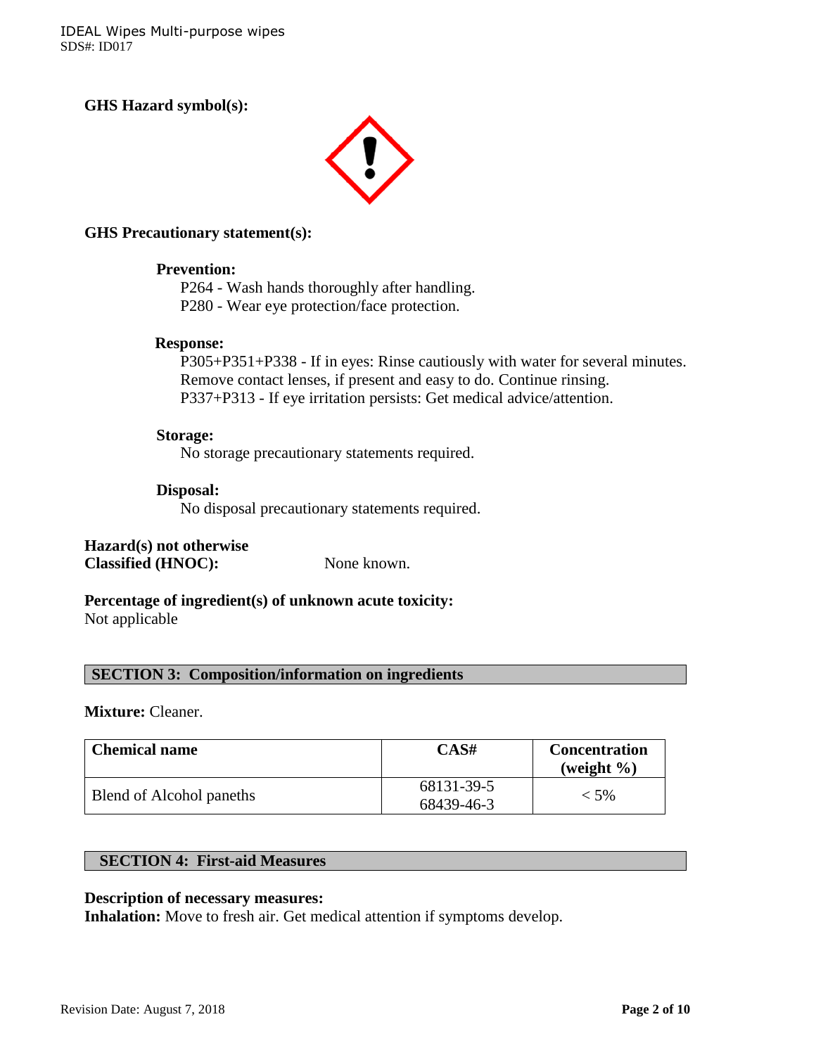**GHS Hazard symbol(s):**

**GHS Precautionary statement(s):**

**Prevention:**

P264 - Wash hands thoroughly after handling.
P280 - Wear eye protection/face protection.

**Response:**

P305+P351+P338 - If in eyes: Rinse cautiously with water for several minutes. Remove contact lenses, if present and easy to do. Continue rinsing.
P337+P313 - If eye irritation persists: Get medical advice/attention.

**Storage:**

No storage precautionary statements required.

**Disposal:**

No disposal precautionary statements required.

**Hazard(s) not otherwise Classified (HNOC):** None known.

**Percentage of ingredient(s) of unknown acute toxicity:**
Not applicable

## SECTION 3: Composition/information on ingredients

**Mixture:** Cleaner.

| Chemical name | CAS# | Concentration (weight %) |
|---|---|---|
| Blend of Alcohol paneths | 68131-39-5<br>68439-46-3 | < 5% |

## SECTION 4: First-aid Measures

**Description of necessary measures:**
**Inhalation:** Move to fresh air. Get medical attention if symptoms develop.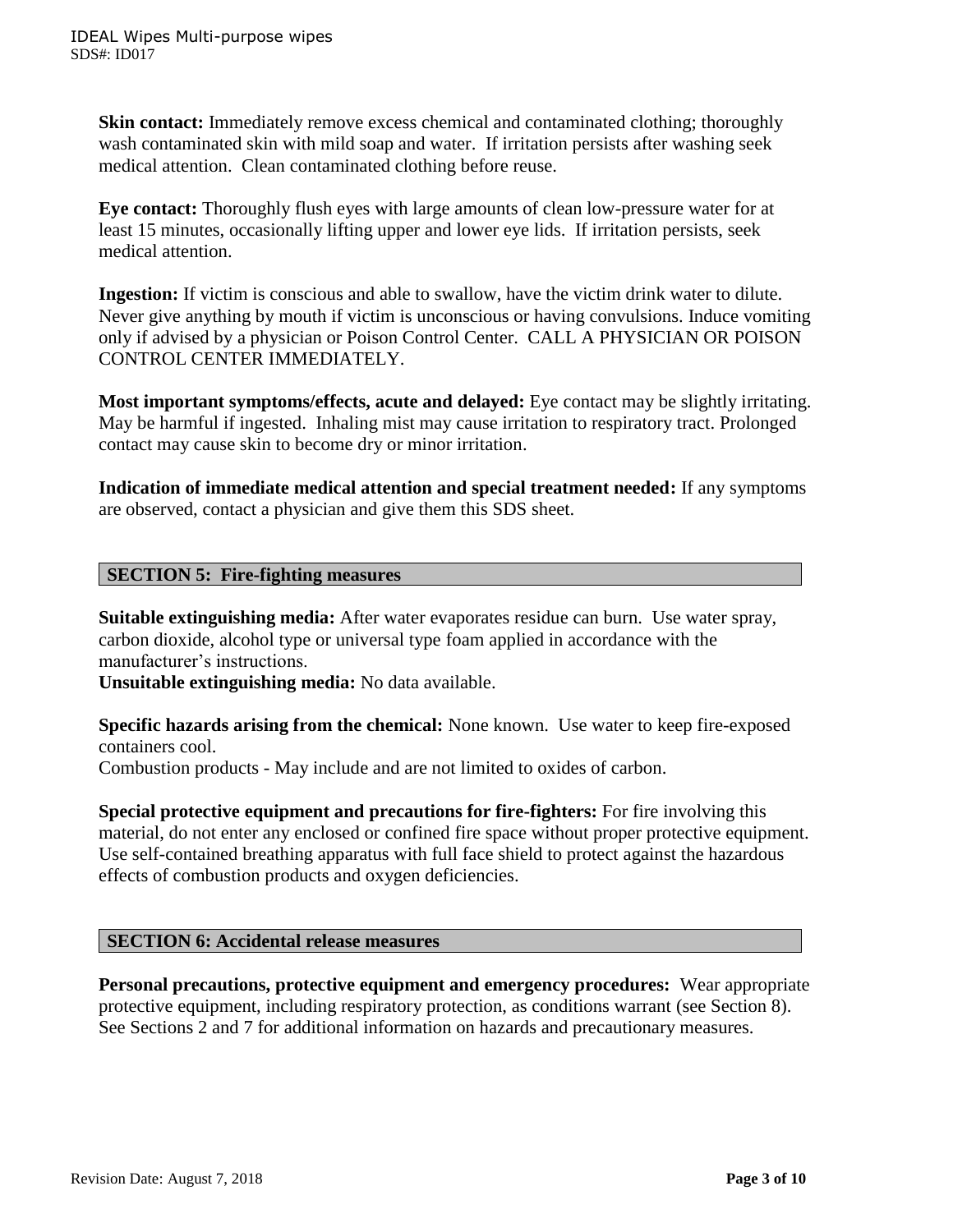**Skin contact:** Immediately remove excess chemical and contaminated clothing; thoroughly wash contaminated skin with mild soap and water. If irritation persists after washing seek medical attention. Clean contaminated clothing before reuse.

**Eye contact:** Thoroughly flush eyes with large amounts of clean low-pressure water for at least 15 minutes, occasionally lifting upper and lower eye lids. If irritation persists, seek medical attention.

**Ingestion:** If victim is conscious and able to swallow, have the victim drink water to dilute. Never give anything by mouth if victim is unconscious or having convulsions. Induce vomiting only if advised by a physician or Poison Control Center. CALL A PHYSICIAN OR POISON CONTROL CENTER IMMEDIATELY.

**Most important symptoms/effects, acute and delayed:** Eye contact may be slightly irritating. May be harmful if ingested. Inhaling mist may cause irritation to respiratory tract. Prolonged contact may cause skin to become dry or minor irritation.

**Indication of immediate medical attention and special treatment needed:** If any symptoms are observed, contact a physician and give them this SDS sheet.

## SECTION 5: Fire-fighting measures

**Suitable extinguishing media:** After water evaporates residue can burn. Use water spray, carbon dioxide, alcohol type or universal type foam applied in accordance with the manufacturer's instructions.
**Unsuitable extinguishing media:** No data available.

**Specific hazards arising from the chemical:** None known. Use water to keep fire-exposed containers cool.
Combustion products - May include and are not limited to oxides of carbon.

**Special protective equipment and precautions for fire-fighters:** For fire involving this material, do not enter any enclosed or confined fire space without proper protective equipment. Use self-contained breathing apparatus with full face shield to protect against the hazardous effects of combustion products and oxygen deficiencies.

## SECTION 6: Accidental release measures

**Personal precautions, protective equipment and emergency procedures:** Wear appropriate protective equipment, including respiratory protection, as conditions warrant (see Section 8). See Sections 2 and 7 for additional information on hazards and precautionary measures.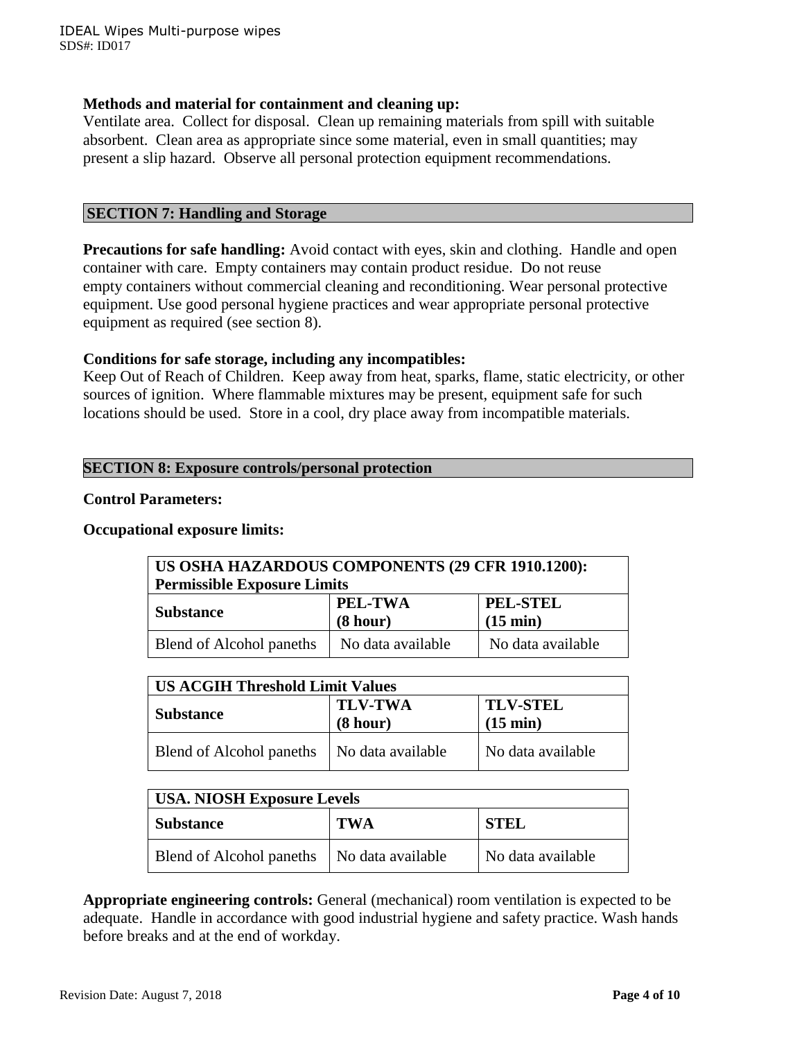**Methods and material for containment and cleaning up:**
Ventilate area. Collect for disposal. Clean up remaining materials from spill with suitable absorbent. Clean area as appropriate since some material, even in small quantities; may present a slip hazard. Observe all personal protection equipment recommendations.

## SECTION 7: Handling and Storage

**Precautions for safe handling:** Avoid contact with eyes, skin and clothing. Handle and open container with care. Empty containers may contain product residue. Do not reuse empty containers without commercial cleaning and reconditioning. Wear personal protective equipment. Use good personal hygiene practices and wear appropriate personal protective equipment as required (see section 8).

**Conditions for safe storage, including any incompatibles:**
Keep Out of Reach of Children. Keep away from heat, sparks, flame, static electricity, or other sources of ignition. Where flammable mixtures may be present, equipment safe for such locations should be used. Store in a cool, dry place away from incompatible materials.

## SECTION 8: Exposure controls/personal protection

**Control Parameters:**

**Occupational exposure limits:**

| US OSHA HAZARDOUS COMPONENTS (29 CFR 1910.1200): Permissible Exposure Limits | | |
|---|---|---|
| **Substance** | **PEL-TWA (8 hour)** | **PEL-STEL (15 min)** |
| Blend of Alcohol paneths | No data available | No data available |

| US ACGIH Threshold Limit Values | | |
|---|---|---|
| **Substance** | **TLV-TWA (8 hour)** | **TLV-STEL (15 min)** |
| Blend of Alcohol paneths | No data available | No data available |

| USA. NIOSH Exposure Levels | | |
|---|---|---|
| **Substance** | **TWA** | **STEL** |
| Blend of Alcohol paneths | No data available | No data available |

**Appropriate engineering controls:** General (mechanical) room ventilation is expected to be adequate. Handle in accordance with good industrial hygiene and safety practice. Wash hands before breaks and at the end of workday.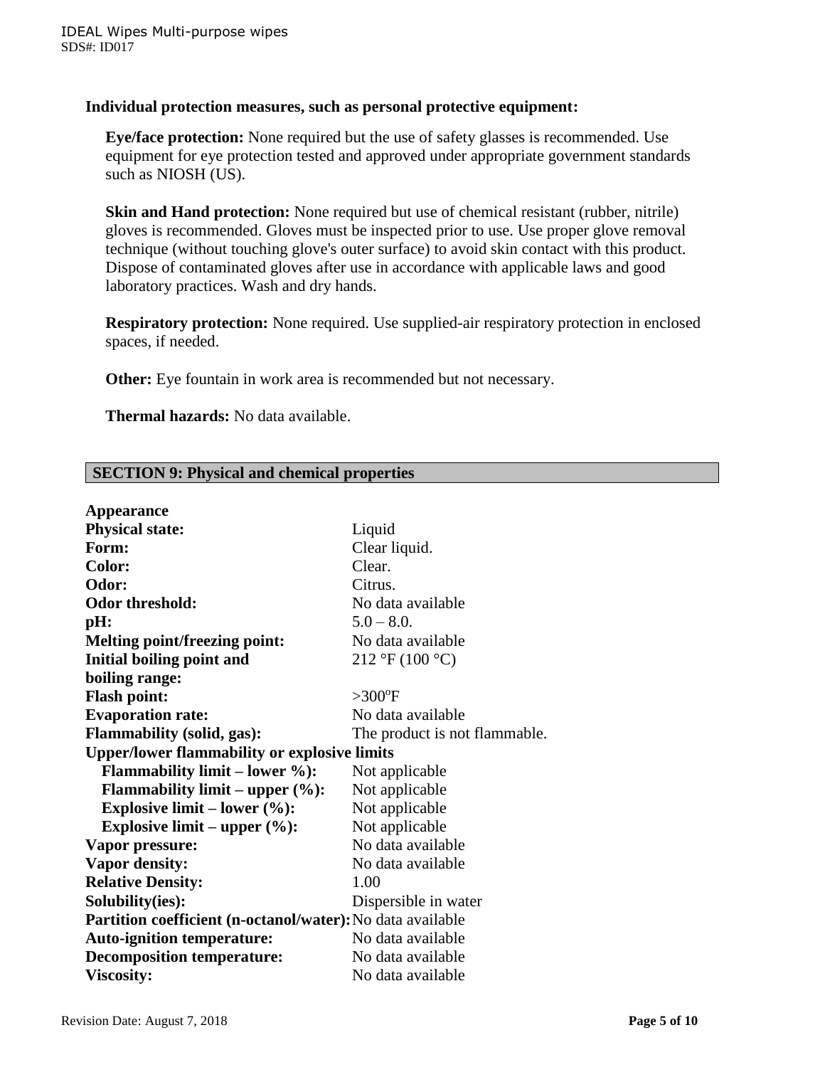**Individual protection measures, such as personal protective equipment:**

**Eye/face protection:** None required but the use of safety glasses is recommended. Use equipment for eye protection tested and approved under appropriate government standards such as NIOSH (US).

**Skin and Hand protection:** None required but use of chemical resistant (rubber, nitrile) gloves is recommended. Gloves must be inspected prior to use. Use proper glove removal technique (without touching glove's outer surface) to avoid skin contact with this product. Dispose of contaminated gloves after use in accordance with applicable laws and good laboratory practices. Wash and dry hands.

**Respiratory protection:** None required. Use supplied-air respiratory protection in enclosed spaces, if needed.

**Other:** Eye fountain in work area is recommended but not necessary.

**Thermal hazards:** No data available.

## SECTION 9: Physical and chemical properties

| | |
|---|---|
| **Appearance** | |
| **Physical state:** | Liquid |
| **Form:** | Clear liquid. |
| **Color:** | Clear. |
| **Odor:** | Citrus. |
| **Odor threshold:** | No data available |
| **pH:** | 5.0 – 8.0. |
| **Melting point/freezing point:** | No data available |
| **Initial boiling point and boiling range:** | 212 °F (100 °C) |
| **Flash point:** | >300°F |
| **Evaporation rate:** | No data available |
| **Flammability (solid, gas):** | The product is not flammable. |
| **Upper/lower flammability or explosive limits** | |
| **Flammability limit – lower %):** | Not applicable |
| **Flammability limit – upper (%):** | Not applicable |
| **Explosive limit – lower (%):** | Not applicable |
| **Explosive limit – upper (%):** | Not applicable |
| **Vapor pressure:** | No data available |
| **Vapor density:** | No data available |
| **Relative Density:** | 1.00 |
| **Solubility(ies):** | Dispersible in water |
| **Partition coefficient (n-octanol/water):** | No data available |
| **Auto-ignition temperature:** | No data available |
| **Decomposition temperature:** | No data available |
| **Viscosity:** | No data available |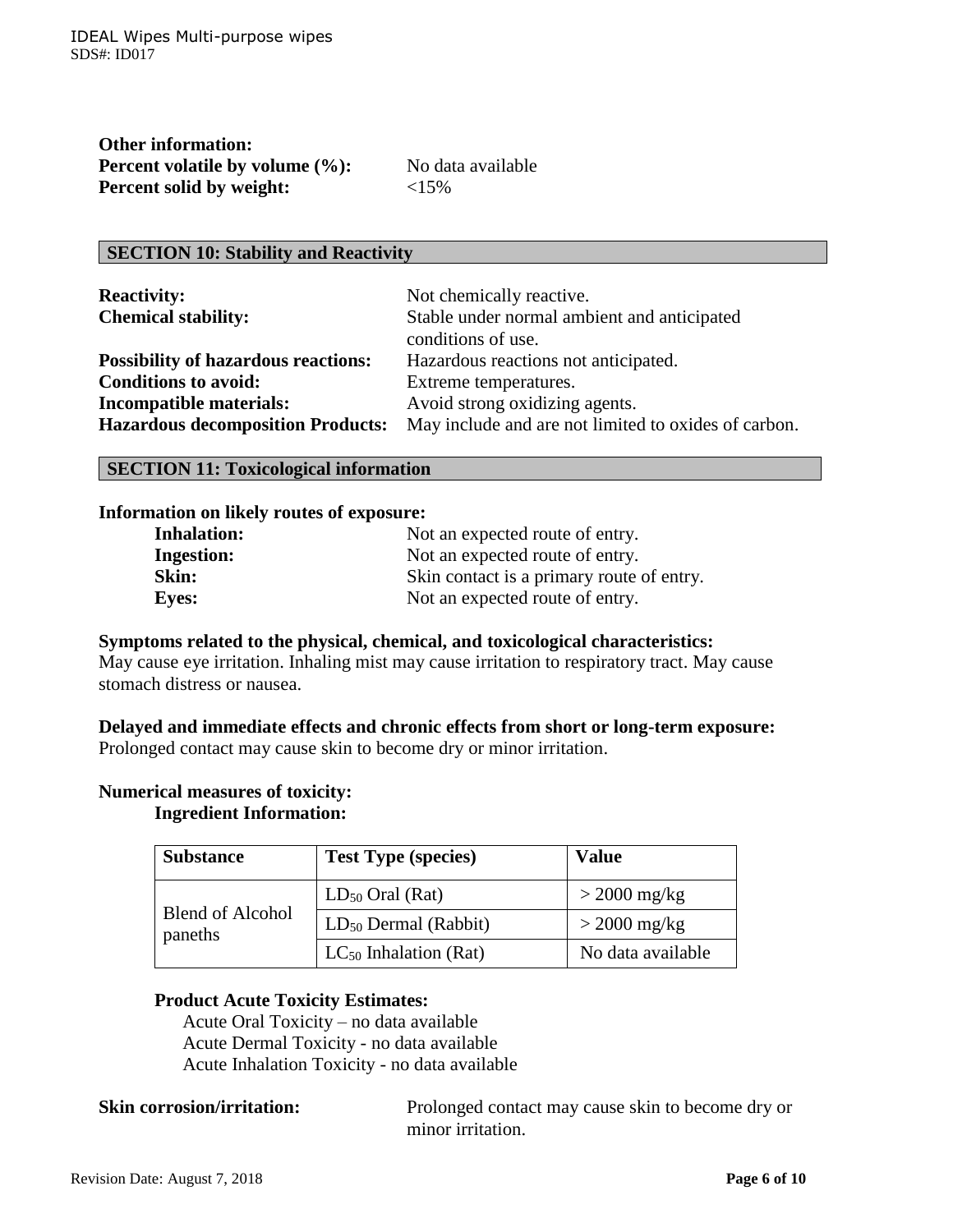**Other information:**

**Percent volatile by volume (%):** No data available

**Percent solid by weight:** <15%

## SECTION 10: Stability and Reactivity

**Reactivity:** Not chemically reactive.

**Chemical stability:** Stable under normal ambient and anticipated conditions of use.

**Possibility of hazardous reactions:** Hazardous reactions not anticipated.

**Conditions to avoid:** Extreme temperatures.

**Incompatible materials:** Avoid strong oxidizing agents.

**Hazardous decomposition Products:** May include and are not limited to oxides of carbon.

## SECTION 11: Toxicological information

**Information on likely routes of exposure:**

**Inhalation:** Not an expected route of entry.

**Ingestion:** Not an expected route of entry.

**Skin:** Skin contact is a primary route of entry.

**Eyes:** Not an expected route of entry.

**Symptoms related to the physical, chemical, and toxicological characteristics:**
May cause eye irritation. Inhaling mist may cause irritation to respiratory tract. May cause stomach distress or nausea.

**Delayed and immediate effects and chronic effects from short or long-term exposure:**
Prolonged contact may cause skin to become dry or minor irritation.

**Numerical measures of toxicity:**

**Ingredient Information:**

| Substance | Test Type (species) | Value |
|---|---|---|
| Blend of Alcohol paneths | $LD_{50}$ Oral (Rat) | > 2000 mg/kg |
| | $LD_{50}$ Dermal (Rabbit) | > 2000 mg/kg |
| | $LC_{50}$ Inhalation (Rat) | No data available |

**Product Acute Toxicity Estimates:**

Acute Oral Toxicity – no data available
Acute Dermal Toxicity - no data available
Acute Inhalation Toxicity - no data available

**Skin corrosion/irritation:** Prolonged contact may cause skin to become dry or minor irritation.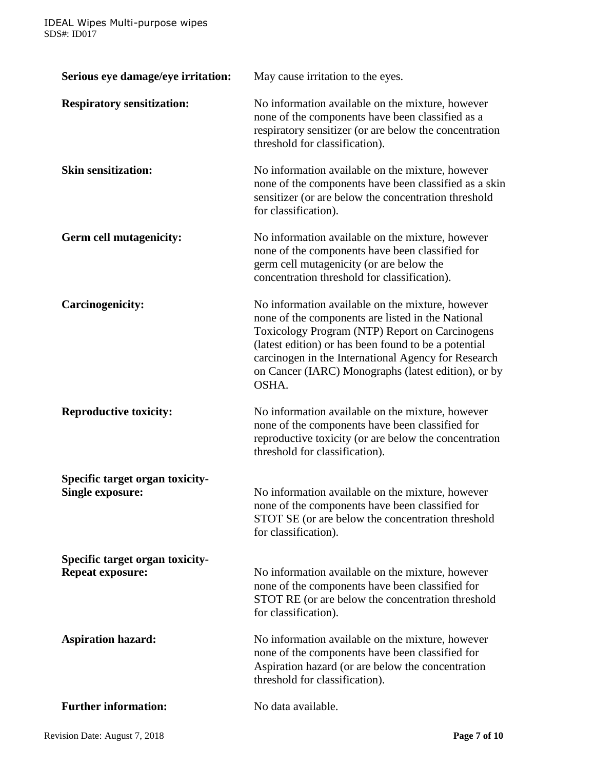**Serious eye damage/eye irritation:** May cause irritation to the eyes.

**Respiratory sensitization:** No information available on the mixture, however none of the components have been classified as a respiratory sensitizer (or are below the concentration threshold for classification).

**Skin sensitization:** No information available on the mixture, however none of the components have been classified as a skin sensitizer (or are below the concentration threshold for classification).

**Germ cell mutagenicity:** No information available on the mixture, however none of the components have been classified for germ cell mutagenicity (or are below the concentration threshold for classification).

**Carcinogenicity:** No information available on the mixture, however none of the components are listed in the National Toxicology Program (NTP) Report on Carcinogens (latest edition) or has been found to be a potential carcinogen in the International Agency for Research on Cancer (IARC) Monographs (latest edition), or by OSHA.

**Reproductive toxicity:** No information available on the mixture, however none of the components have been classified for reproductive toxicity (or are below the concentration threshold for classification).

**Specific target organ toxicity-Single exposure:** No information available on the mixture, however none of the components have been classified for STOT SE (or are below the concentration threshold for classification).

**Specific target organ toxicity-Repeat exposure:** No information available on the mixture, however none of the components have been classified for STOT RE (or are below the concentration threshold for classification).

**Aspiration hazard:** No information available on the mixture, however none of the components have been classified for Aspiration hazard (or are below the concentration threshold for classification).

**Further information:** No data available.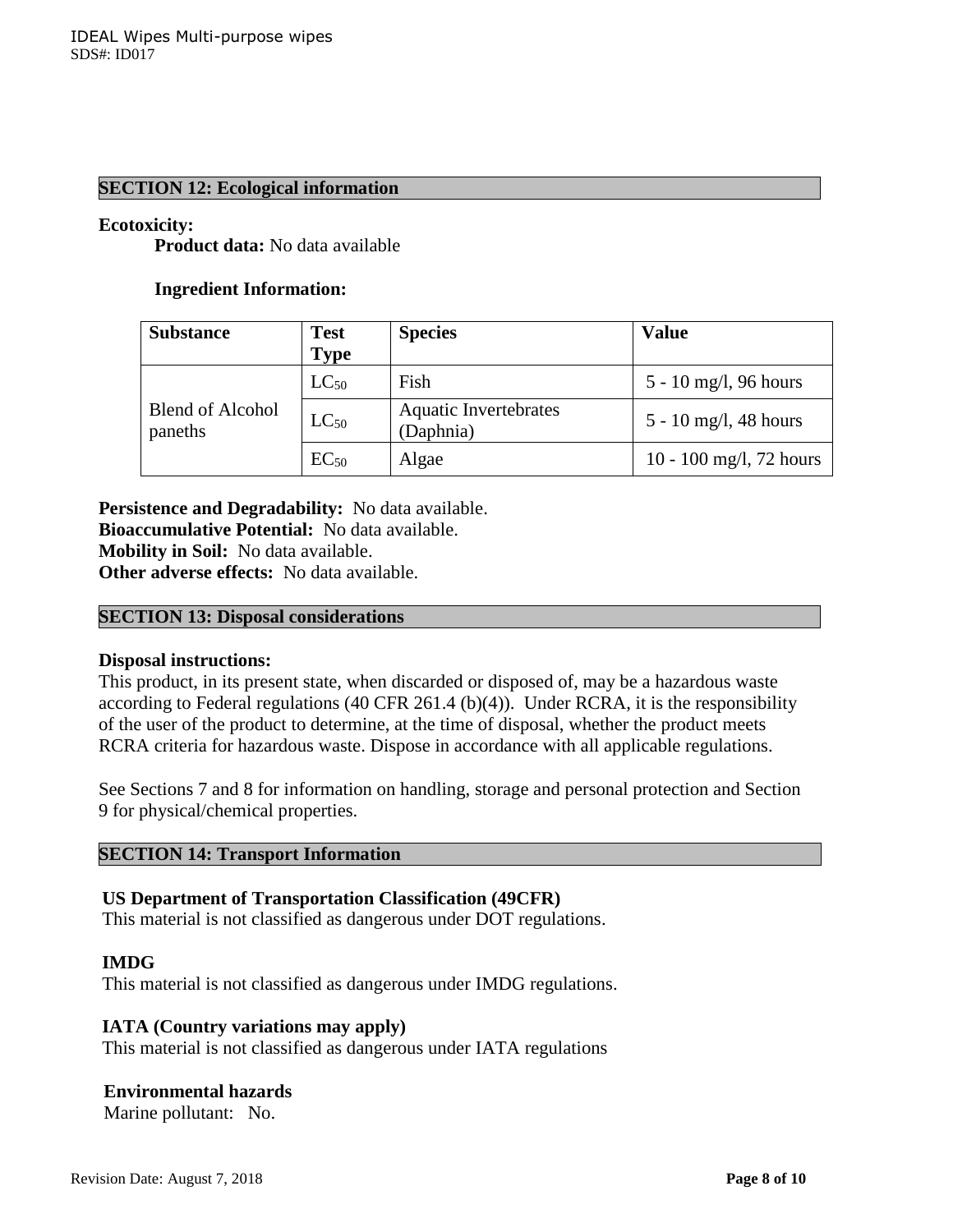## SECTION 12: Ecological information

**Ecotoxicity:**

**Product data:** No data available

**Ingredient Information:**

| Substance | Test Type | Species | Value |
|---|---|---|---|
| Blend of Alcohol paneths | $LC_{50}$ | Fish | 5 - 10 mg/l, 96 hours |
| | $LC_{50}$ | Aquatic Invertebrates (Daphnia) | 5 - 10 mg/l, 48 hours |
| | $EC_{50}$ | Algae | 10 - 100 mg/l, 72 hours |

**Persistence and Degradability:** No data available.
**Bioaccumulative Potential:** No data available.
**Mobility in Soil:** No data available.
**Other adverse effects:** No data available.

## SECTION 13: Disposal considerations

**Disposal instructions:**
This product, in its present state, when discarded or disposed of, may be a hazardous waste according to Federal regulations (40 CFR 261.4 (b)(4)). Under RCRA, it is the responsibility of the user of the product to determine, at the time of disposal, whether the product meets RCRA criteria for hazardous waste. Dispose in accordance with all applicable regulations.

See Sections 7 and 8 for information on handling, storage and personal protection and Section 9 for physical/chemical properties.

## SECTION 14: Transport Information

**US Department of Transportation Classification (49CFR)**
This material is not classified as dangerous under DOT regulations.

**IMDG**
This material is not classified as dangerous under IMDG regulations.

**IATA (Country variations may apply)**
This material is not classified as dangerous under IATA regulations

**Environmental hazards**
Marine pollutant: No.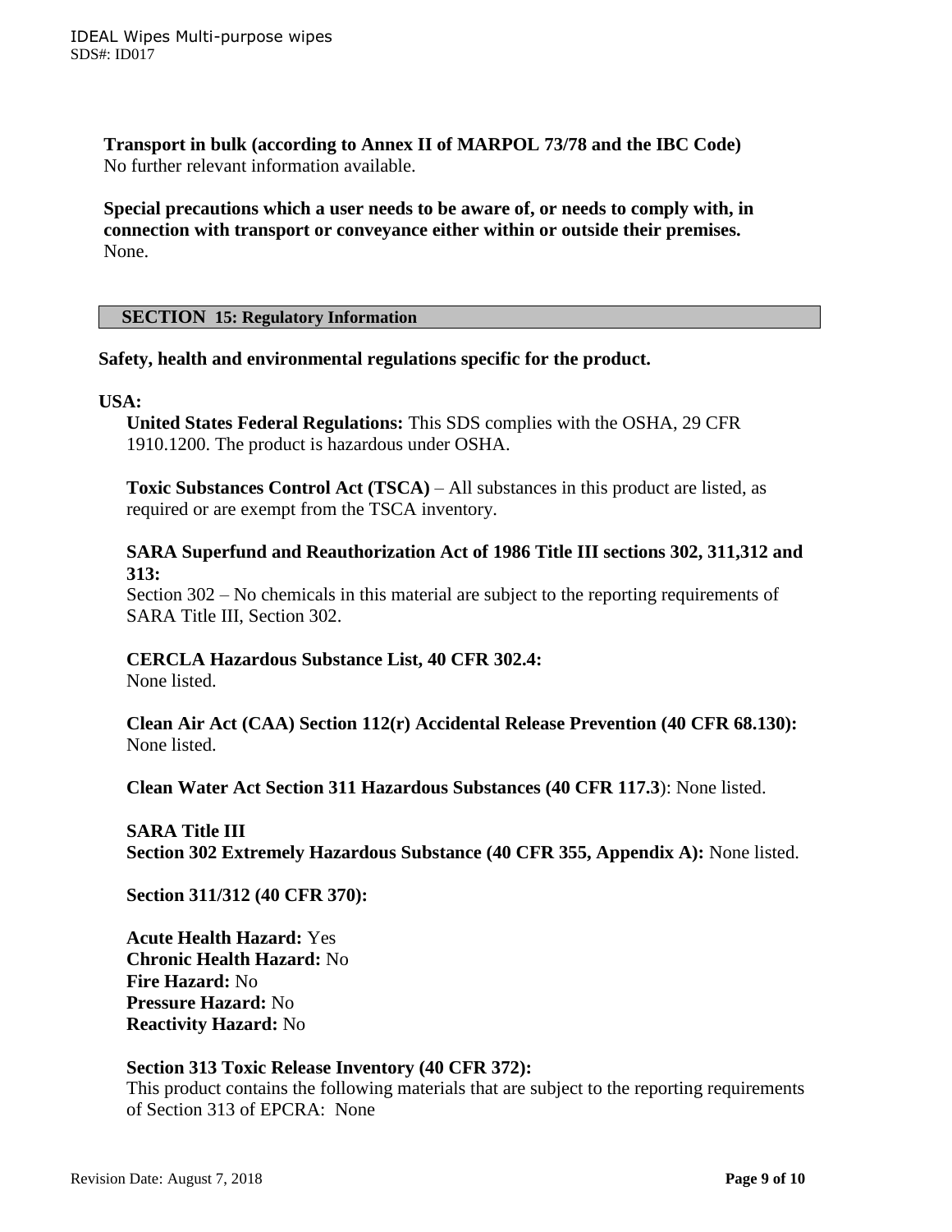**Transport in bulk (according to Annex II of MARPOL 73/78 and the IBC Code)**
No further relevant information available.

**Special precautions which a user needs to be aware of, or needs to comply with, in connection with transport or conveyance either within or outside their premises.**
None.

## SECTION 15: Regulatory Information

**Safety, health and environmental regulations specific for the product.**

**USA:**

**United States Federal Regulations:** This SDS complies with the OSHA, 29 CFR 1910.1200. The product is hazardous under OSHA.

**Toxic Substances Control Act (TSCA)** – All substances in this product are listed, as required or are exempt from the TSCA inventory.

**SARA Superfund and Reauthorization Act of 1986 Title III sections 302, 311,312 and 313:**
Section 302 – No chemicals in this material are subject to the reporting requirements of SARA Title III, Section 302.

**CERCLA Hazardous Substance List, 40 CFR 302.4:**
None listed.

**Clean Air Act (CAA) Section 112(r) Accidental Release Prevention (40 CFR 68.130):**
None listed.

**Clean Water Act Section 311 Hazardous Substances (40 CFR 117.3**): None listed.

**SARA Title III**
**Section 302 Extremely Hazardous Substance (40 CFR 355, Appendix A):** None listed.

**Section 311/312 (40 CFR 370):**

**Acute Health Hazard:** Yes
**Chronic Health Hazard:** No
**Fire Hazard:** No
**Pressure Hazard:** No
**Reactivity Hazard:** No

**Section 313 Toxic Release Inventory (40 CFR 372):**
This product contains the following materials that are subject to the reporting requirements of Section 313 of EPCRA: None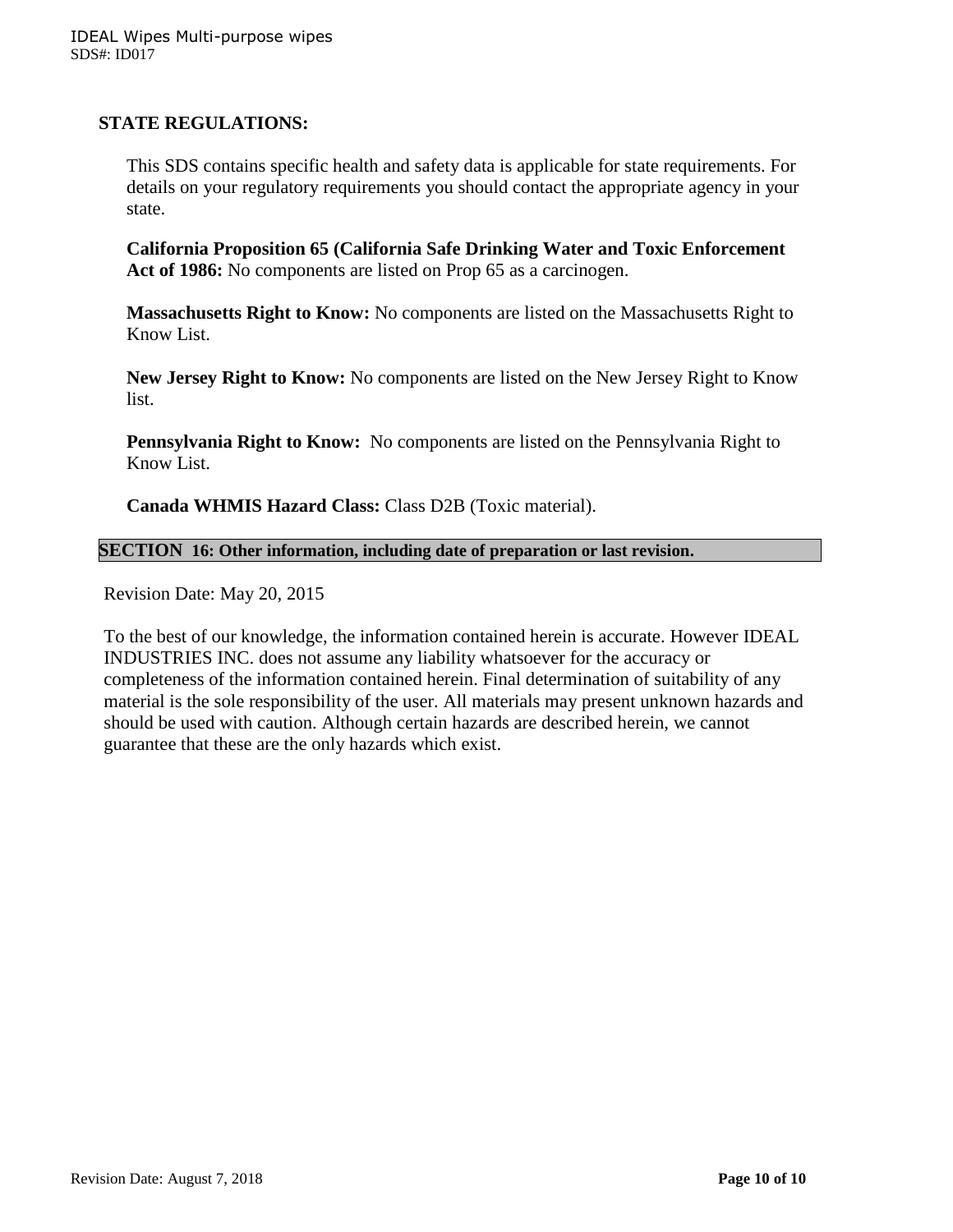**STATE REGULATIONS:**

This SDS contains specific health and safety data is applicable for state requirements. For details on your regulatory requirements you should contact the appropriate agency in your state.

**California Proposition 65 (California Safe Drinking Water and Toxic Enforcement Act of 1986:** No components are listed on Prop 65 as a carcinogen.

**Massachusetts Right to Know:** No components are listed on the Massachusetts Right to Know List.

**New Jersey Right to Know:** No components are listed on the New Jersey Right to Know list.

**Pennsylvania Right to Know:** No components are listed on the Pennsylvania Right to Know List.

**Canada WHMIS Hazard Class:** Class D2B (Toxic material).

## SECTION 16: Other information, including date of preparation or last revision.

Revision Date: May 20, 2015

To the best of our knowledge, the information contained herein is accurate. However IDEAL INDUSTRIES INC. does not assume any liability whatsoever for the accuracy or completeness of the information contained herein. Final determination of suitability of any material is the sole responsibility of the user. All materials may present unknown hazards and should be used with caution. Although certain hazards are described herein, we cannot guarantee that these are the only hazards which exist.